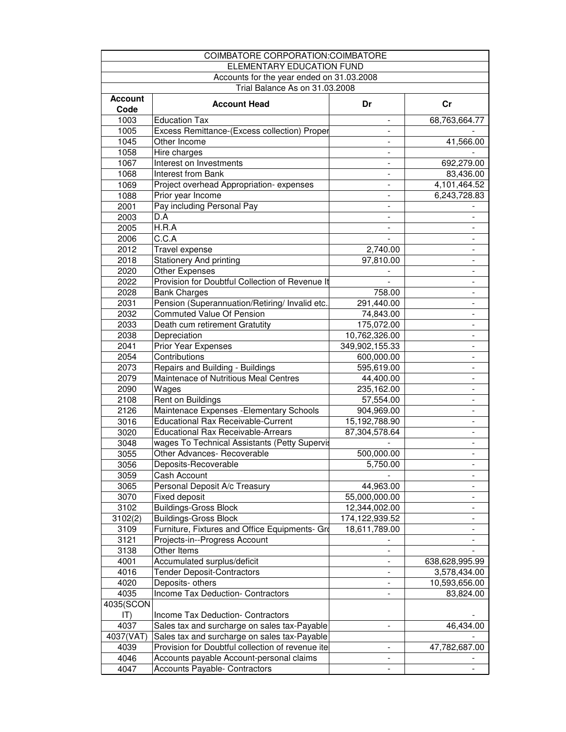| COIMBATORE CORPORATION:COIMBATORE | | | |
|---|---|---|---|
| ELEMENTARY EDUCATION FUND | | | |
| Accounts for the year ended on 31.03.2008 | | | |
| Trial Balance As on 31.03.2008 | | | |
| **Account Code** | **Account Head** | **Dr** | **Cr** |
| 1003 | Education Tax | - | 68,763,664.77 |
| 1005 | Excess Remittance-(Excess collection) Proper | - | - |
| 1045 | Other Income | - | 41,566.00 |
| 1058 | Hire charges | - | - |
| 1067 | Interest on Investments | - | 692,279.00 |
| 1068 | Interest from Bank | - | 83,436.00 |
| 1069 | Project overhead Appropriation- expenses | - | 4,101,464.52 |
| 1088 | Prior year Income | - | 6,243,728.83 |
| 2001 | Pay including Personal Pay | - | - |
| 2003 | D.A | - | - |
| 2005 | H.R.A | - | - |
| 2006 | C.C.A | - | - |
| 2012 | Travel expense | 2,740.00 | - |
| 2018 | Stationery And printing | 97,810.00 | - |
| 2020 | Other Expenses | - | - |
| 2022 | Provision for Doubtful Collection of Revenue It | - | - |
| 2028 | Bank Charges | 758.00 | - |
| 2031 | Pension (Superannuation/Retiring/ Invalid etc. | 291,440.00 | - |
| 2032 | Commuted Value Of Pension | 74,843.00 | - |
| 2033 | Death cum retirement Gratutity | 175,072.00 | - |
| 2038 | Depreciation | 10,762,326.00 | - |
| 2041 | Prior Year Expenses | 349,902,155.33 | - |
| 2054 | Contributions | 600,000.00 | - |
| 2073 | Repairs and Building - Buildings | 595,619.00 | - |
| 2079 | Maintenace of Nutritious Meal Centres | 44,400.00 | - |
| 2090 | Wages | 235,162.00 | - |
| 2108 | Rent on Buildings | 57,554.00 | - |
| 2126 | Maintenace Expenses -Elementary Schools | 904,969.00 | - |
| 3016 | Educational Rax Receivable-Current | 15,192,788.90 | - |
| 3020 | Educational Rax Receivable-Arrears | 87,304,578.64 | - |
| 3048 | wages To Technical Assistants (Petty Supervis | - | - |
| 3055 | Other Advances- Recoverable | 500,000.00 | - |
| 3056 | Deposits-Recoverable | 5,750.00 | - |
| 3059 | Cash Account | - | - |
| 3065 | Personal Deposit A/c Treasury | 44,963.00 | - |
| 3070 | Fixed deposit | 55,000,000.00 | - |
| 3102 | Buildings-Gross Block | 12,344,002.00 | - |
| 3102(2) | Buildings-Gross Block | 174,122,939.52 | - |
| 3109 | Furniture, Fixtures and Office Equipments- Gro | 18,611,789.00 | - |
| 3121 | Projects-in--Progress Account | - | - |
| 3138 | Other Items | - | - |
| 4001 | Accumulated surplus/deficit | - | 638,628,995.99 |
| 4016 | Tender Deposit-Contractors | - | 3,578,434.00 |
| 4020 | Deposits- others | - | 10,593,656.00 |
| 4035 | Income Tax Deduction- Contractors | - | 83,824.00 |
| 4035(SCONIT) | Income Tax Deduction- Contractors | | - |
| 4037 | Sales tax and surcharge on sales tax-Payable | - | 46,434.00 |
| 4037(VAT) | Sales tax and surcharge on sales tax-Payable | | - |
| 4039 | Provision for Doubtful collection of revenue ite | - | 47,782,687.00 |
| 4046 | Accounts payable Account-personal claims | - | - |
| 4047 | Accounts Payable- Contractors | - | - |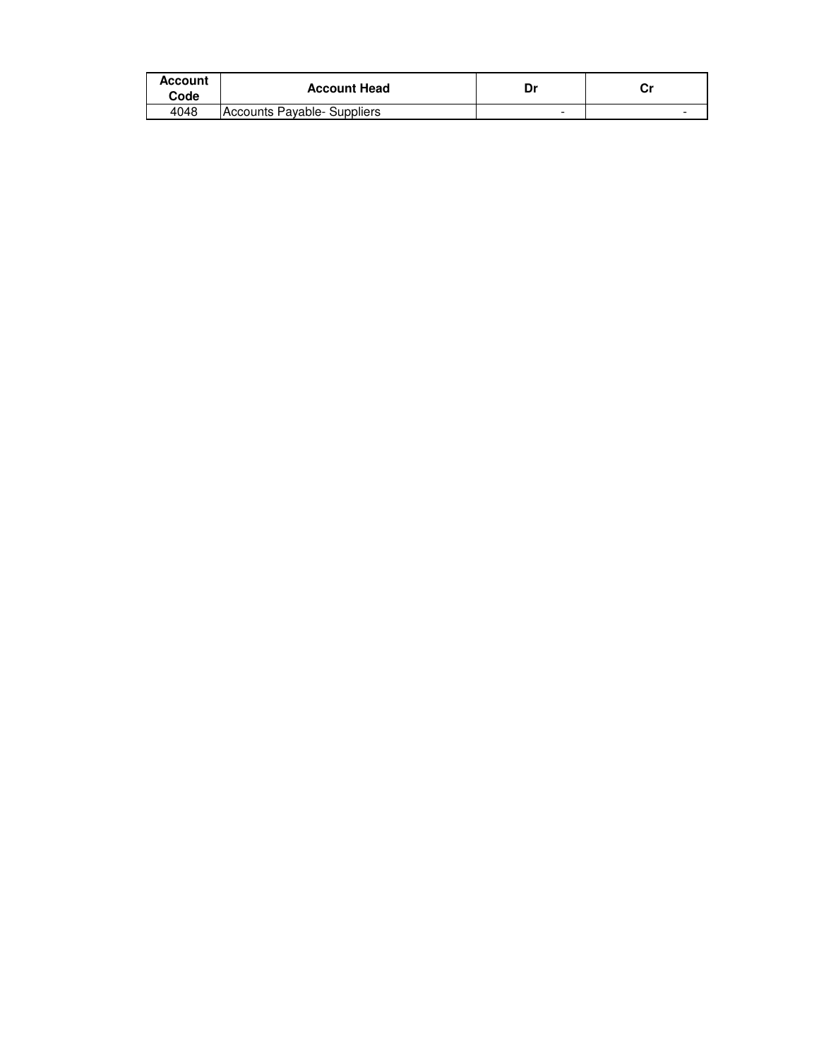| Account Code | Account Head | Dr | Cr |
|---|---|---|---|
| 4048 | Accounts Payable- Suppliers | - | - |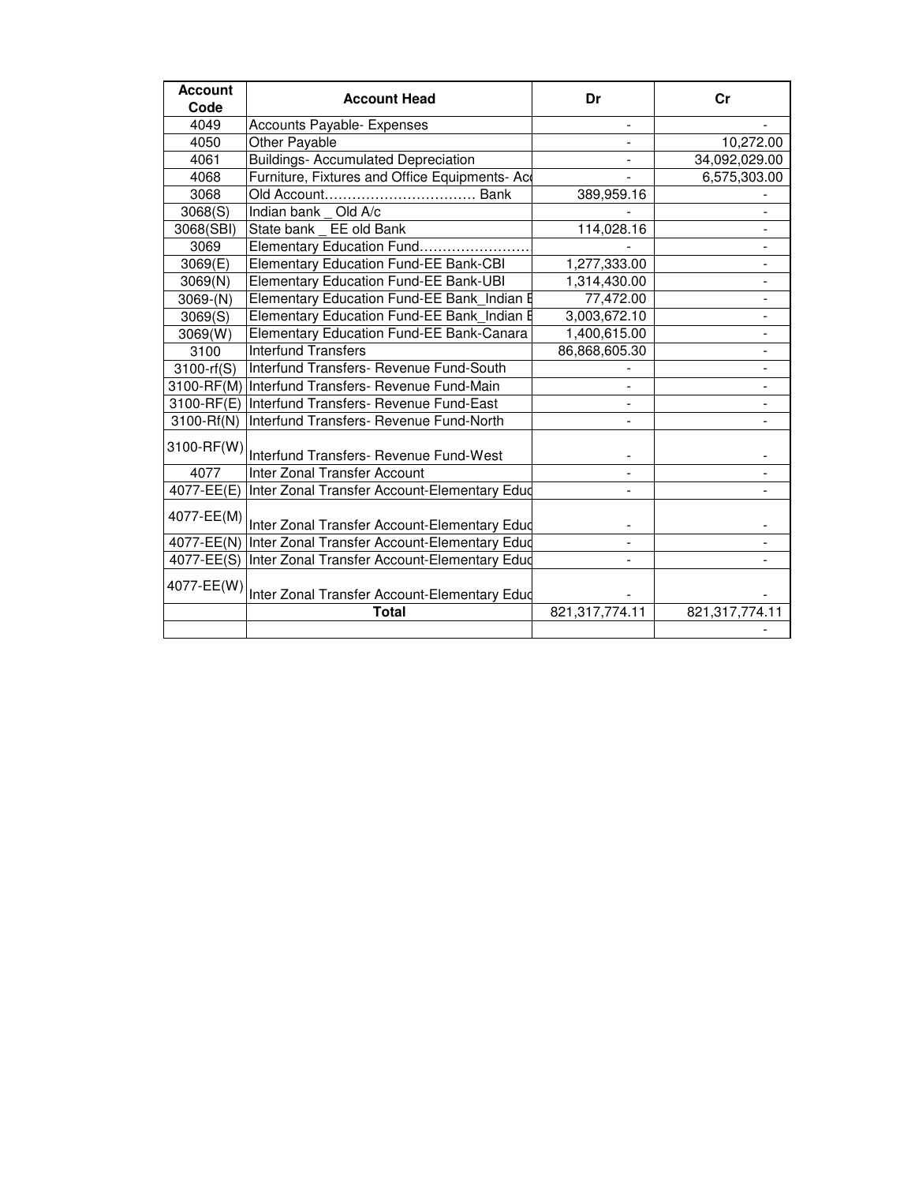| Account Code | Account Head | Dr | Cr |
|---|---|---|---|
| 4049 | Accounts Payable- Expenses | - | - |
| 4050 | Other Payable | - | 10,272.00 |
| 4061 | Buildings- Accumulated Depreciation | - | 34,092,029.00 |
| 4068 | Furniture, Fixtures and Office Equipments- Ac | - | 6,575,303.00 |
| 3068 | Old Account………………………….. Bank | 389,959.16 | - |
| 3068(S) | Indian bank _ Old A/c | - | - |
| 3068(SBI) | State bank _ EE old Bank | 114,028.16 | - |
| 3069 | Elementary Education Fund…………………… | - | - |
| 3069(E) | Elementary Education Fund-EE Bank-CBI | 1,277,333.00 | - |
| 3069(N) | Elementary Education Fund-EE Bank-UBI | 1,314,430.00 | - |
| 3069-(N) | Elementary Education Fund-EE Bank_Indian B | 77,472.00 | - |
| 3069(S) | Elementary Education Fund-EE Bank_Indian B | 3,003,672.10 | - |
| 3069(W) | Elementary Education Fund-EE Bank-Canara | 1,400,615.00 | - |
| 3100 | Interfund Transfers | 86,868,605.30 | - |
| 3100-rf(S) | Interfund Transfers- Revenue Fund-South | - | - |
| 3100-RF(M) | Interfund Transfers- Revenue Fund-Main | - | - |
| 3100-RF(E) | Interfund Transfers- Revenue Fund-East | - | - |
| 3100-Rf(N) | Interfund Transfers- Revenue Fund-North | - | - |
| 3100-RF(W) | Interfund Transfers- Revenue Fund-West | - | - |
| 4077 | Inter Zonal Transfer Account | - | - |
| 4077-EE(E) | Inter Zonal Transfer Account-Elementary Educ | - | - |
| 4077-EE(M) | Inter Zonal Transfer Account-Elementary Educ | - | - |
| 4077-EE(N) | Inter Zonal Transfer Account-Elementary Educ | - | - |
| 4077-EE(S) | Inter Zonal Transfer Account-Elementary Educ | - | - |
| 4077-EE(W) | Inter Zonal Transfer Account-Elementary Educ | - | - |
| | **Total** | 821,317,774.11 | 821,317,774.11 |
| | | | - |